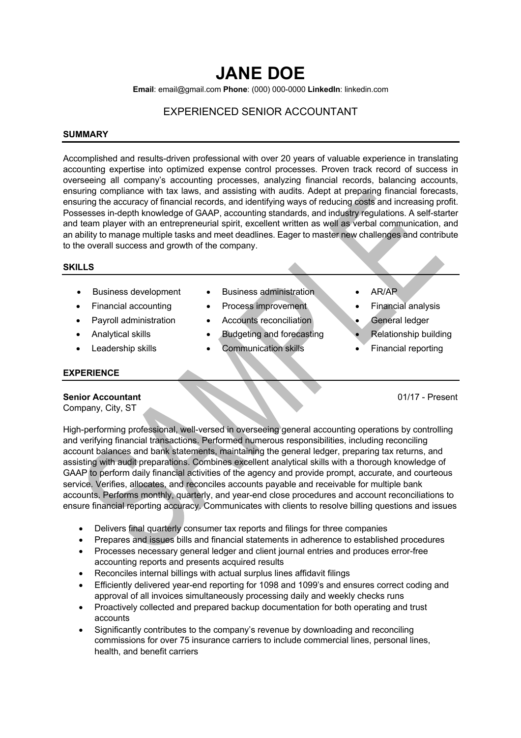# JANE DOE

**Email**: email@gmail.com **Phone**: (000) 000-0000 **LinkedIn**: linkedin.com

EXPERIENCED SENIOR ACCOUNTANT

## SUMMARY

Accomplished and results-driven professional with over 20 years of valuable experience in translating accounting expertise into optimized expense control processes. Proven track record of success in overseeing all company's accounting processes, analyzing financial records, balancing accounts, ensuring compliance with tax laws, and assisting with audits. Adept at preparing financial forecasts, ensuring the accuracy of financial records, and identifying ways of reducing costs and increasing profit. Possesses in-depth knowledge of GAAP, accounting standards, and industry regulations. A self-starter and team player with an entrepreneurial spirit, excellent written as well as verbal communication, and an ability to manage multiple tasks and meet deadlines. Eager to master new challenges and contribute to the overall success and growth of the company.

## SKILLS

- Business development
- Financial accounting
- Payroll administration
- Analytical skills
- Leadership skills
- Business administration
- Process improvement
- Accounts reconciliation
- Budgeting and forecasting
- Communication skills
- AR/AP
- Financial analysis
- General ledger
- Relationship building
- Financial reporting

## EXPERIENCE

**Senior Accountant** 01/17 - Present
Company, City, ST

High-performing professional, well-versed in overseeing general accounting operations by controlling and verifying financial transactions. Performed numerous responsibilities, including reconciling account balances and bank statements, maintaining the general ledger, preparing tax returns, and assisting with audit preparations. Combines excellent analytical skills with a thorough knowledge of GAAP to perform daily financial activities of the agency and provide prompt, accurate, and courteous service. Verifies, allocates, and reconciles accounts payable and receivable for multiple bank accounts. Performs monthly, quarterly, and year-end close procedures and account reconciliations to ensure financial reporting accuracy. Communicates with clients to resolve billing questions and issues

- Delivers final quarterly consumer tax reports and filings for three companies
- Prepares and issues bills and financial statements in adherence to established procedures
- Processes necessary general ledger and client journal entries and produces error-free accounting reports and presents acquired results
- Reconciles internal billings with actual surplus lines affidavit filings
- Efficiently delivered year-end reporting for 1098 and 1099's and ensures correct coding and approval of all invoices simultaneously processing daily and weekly checks runs
- Proactively collected and prepared backup documentation for both operating and trust accounts
- Significantly contributes to the company's revenue by downloading and reconciling commissions for over 75 insurance carriers to include commercial lines, personal lines, health, and benefit carriers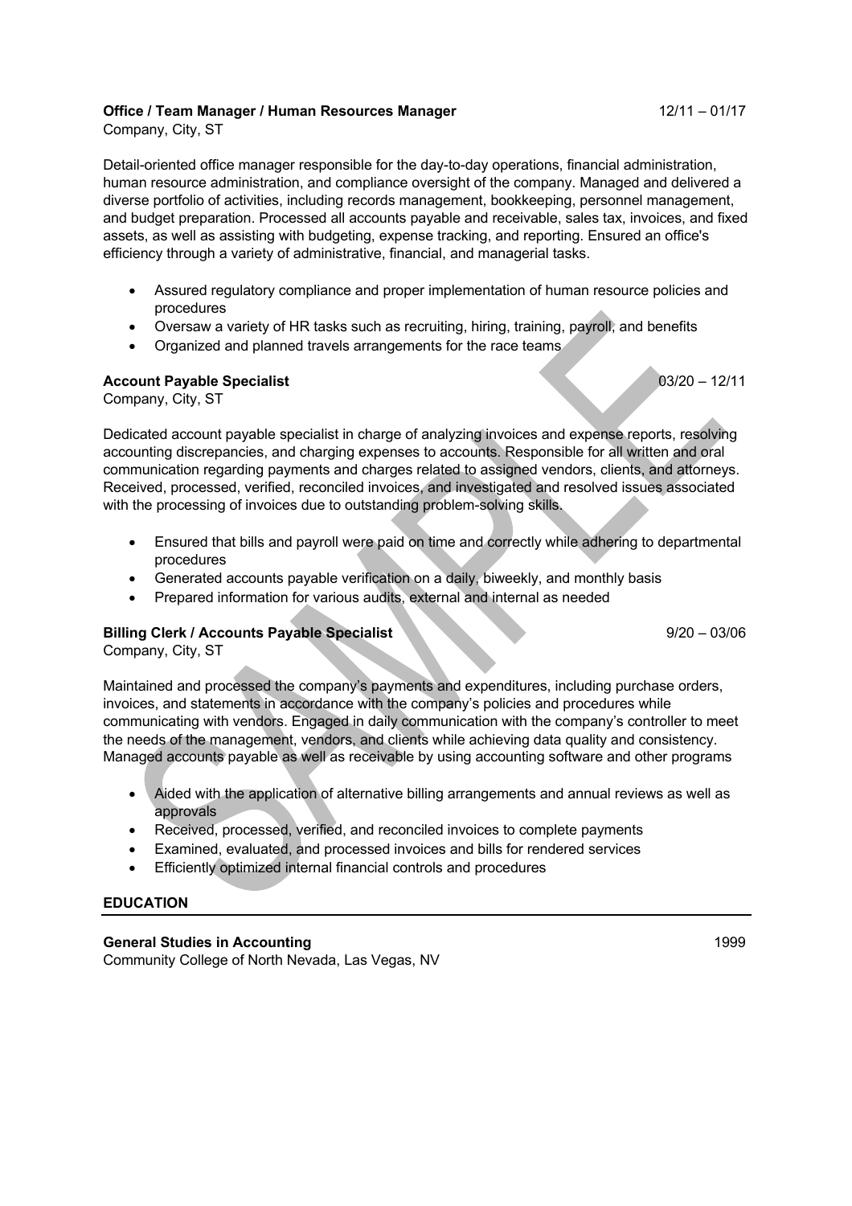**Office / Team Manager / Human Resources Manager** 12/11 – 01/17
Company, City, ST

Detail-oriented office manager responsible for the day-to-day operations, financial administration, human resource administration, and compliance oversight of the company. Managed and delivered a diverse portfolio of activities, including records management, bookkeeping, personnel management, and budget preparation. Processed all accounts payable and receivable, sales tax, invoices, and fixed assets, as well as assisting with budgeting, expense tracking, and reporting. Ensured an office's efficiency through a variety of administrative, financial, and managerial tasks.

- Assured regulatory compliance and proper implementation of human resource policies and procedures
- Oversaw a variety of HR tasks such as recruiting, hiring, training, payroll, and benefits
- Organized and planned travels arrangements for the race teams

**Account Payable Specialist** 03/20 – 12/11
Company, City, ST

Dedicated account payable specialist in charge of analyzing invoices and expense reports, resolving accounting discrepancies, and charging expenses to accounts. Responsible for all written and oral communication regarding payments and charges related to assigned vendors, clients, and attorneys. Received, processed, verified, reconciled invoices, and investigated and resolved issues associated with the processing of invoices due to outstanding problem-solving skills.

- Ensured that bills and payroll were paid on time and correctly while adhering to departmental procedures
- Generated accounts payable verification on a daily, biweekly, and monthly basis
- Prepared information for various audits, external and internal as needed

**Billing Clerk / Accounts Payable Specialist** 9/20 – 03/06
Company, City, ST

Maintained and processed the company's payments and expenditures, including purchase orders, invoices, and statements in accordance with the company's policies and procedures while communicating with vendors. Engaged in daily communication with the company's controller to meet the needs of the management, vendors, and clients while achieving data quality and consistency. Managed accounts payable as well as receivable by using accounting software and other programs

- Aided with the application of alternative billing arrangements and annual reviews as well as approvals
- Received, processed, verified, and reconciled invoices to complete payments
- Examined, evaluated, and processed invoices and bills for rendered services
- Efficiently optimized internal financial controls and procedures

## EDUCATION

**General Studies in Accounting** 1999
Community College of North Nevada, Las Vegas, NV